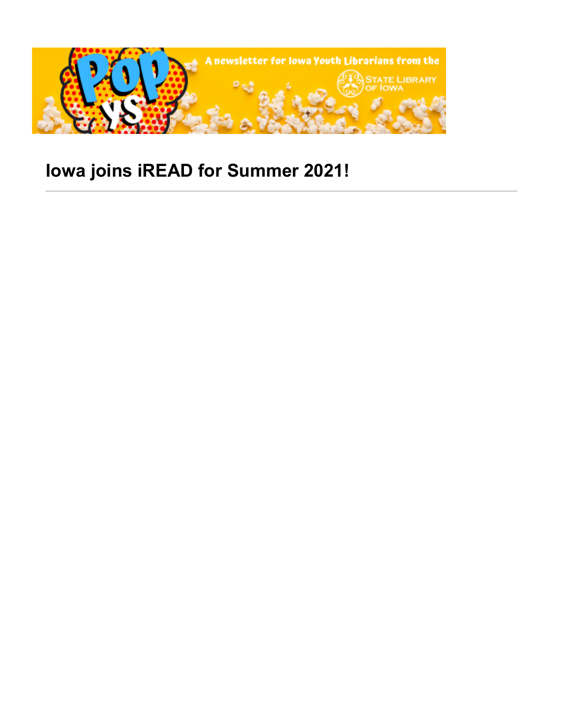# Iowa joins iREAD for Summer 2021!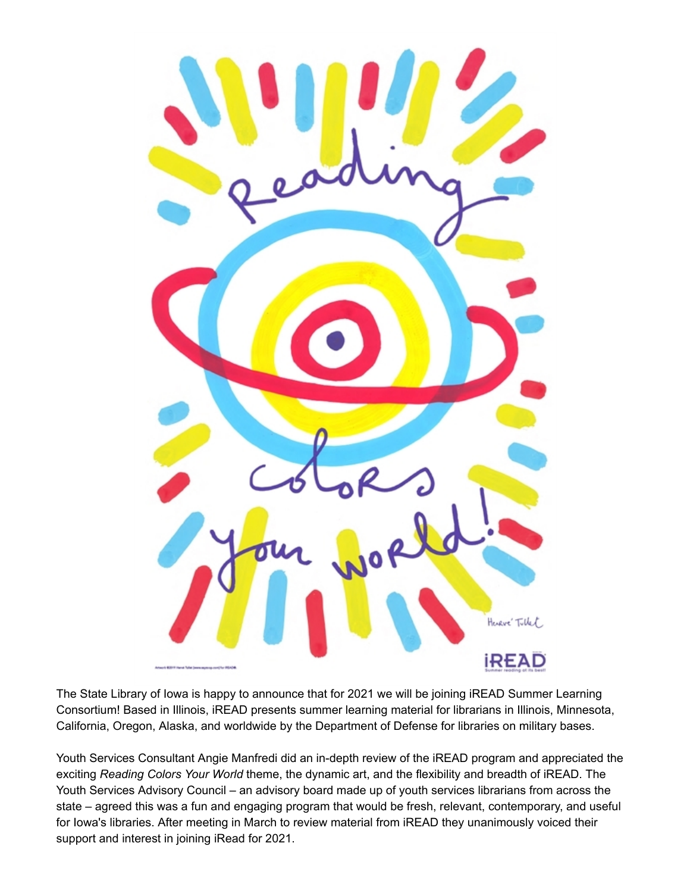The State Library of Iowa is happy to announce that for 2021 we will be joining iREAD Summer Learning Consortium! Based in Illinois, iREAD presents summer learning material for librarians in Illinois, Minnesota, California, Oregon, Alaska, and worldwide by the Department of Defense for libraries on military bases.

Youth Services Consultant Angie Manfredi did an in-depth review of the iREAD program and appreciated the exciting *Reading Colors Your World* theme, the dynamic art, and the flexibility and breadth of iREAD. The Youth Services Advisory Council – an advisory board made up of youth services librarians from across the state – agreed this was a fun and engaging program that would be fresh, relevant, contemporary, and useful for Iowa's libraries. After meeting in March to review material from iREAD they unanimously voiced their support and interest in joining iRead for 2021.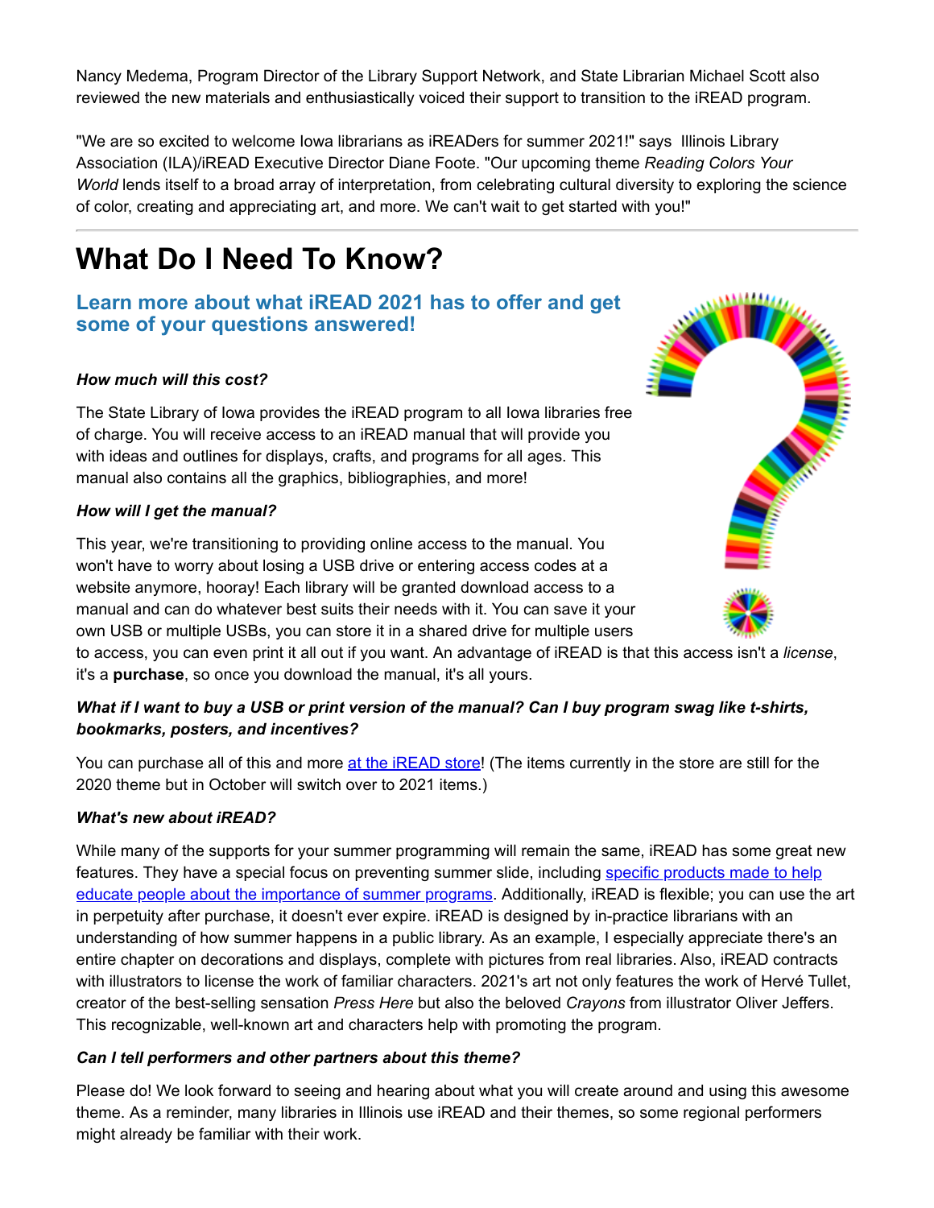Nancy Medema, Program Director of the Library Support Network, and State Librarian Michael Scott also reviewed the new materials and enthusiastically voiced their support to transition to the iREAD program.

"We are so excited to welcome Iowa librarians as iREADers for summer 2021!" says Illinois Library Association (ILA)/iREAD Executive Director Diane Foote. "Our upcoming theme *Reading Colors Your World* lends itself to a broad array of interpretation, from celebrating cultural diversity to exploring the science of color, creating and appreciating art, and more. We can't wait to get started with you!"

---

# What Do I Need To Know?

### Learn more about what iREAD 2021 has to offer and get some of your questions answered!

***How much will this cost?***

The State Library of Iowa provides the iREAD program to all Iowa libraries free of charge. You will receive access to an iREAD manual that will provide you with ideas and outlines for displays, crafts, and programs for all ages. This manual also contains all the graphics, bibliographies, and more!

***How will I get the manual?***

This year, we're transitioning to providing online access to the manual. You won't have to worry about losing a USB drive or entering access codes at a website anymore, hooray! Each library will be granted download access to a manual and can do whatever best suits their needs with it. You can save it your own USB or multiple USBs, you can store it in a shared drive for multiple users to access, you can even print it all out if you want. An advantage of iREAD is that this access isn't a *license*, it's a **purchase**, so once you download the manual, it's all yours.

***What if I want to buy a USB or print version of the manual? Can I buy program swag like t-shirts, bookmarks, posters, and incentives?***

You can purchase all of this and more at the iREAD store! (The items currently in the store are still for the 2020 theme but in October will switch over to 2021 items.)

***What's new about iREAD?***

While many of the supports for your summer programming will remain the same, iREAD has some great new features. They have a special focus on preventing summer slide, including specific products made to help educate people about the importance of summer programs. Additionally, iREAD is flexible; you can use the art in perpetuity after purchase, it doesn't ever expire. iREAD is designed by in-practice librarians with an understanding of how summer happens in a public library. As an example, I especially appreciate there's an entire chapter on decorations and displays, complete with pictures from real libraries. Also, iREAD contracts with illustrators to license the work of familiar characters. 2021's art not only features the work of Hervé Tullet, creator of the best-selling sensation *Press Here* but also the beloved *Crayons* from illustrator Oliver Jeffers. This recognizable, well-known art and characters help with promoting the program.

***Can I tell performers and other partners about this theme?***

Please do! We look forward to seeing and hearing about what you will create around and using this awesome theme. As a reminder, many libraries in Illinois use iREAD and their themes, so some regional performers might already be familiar with their work.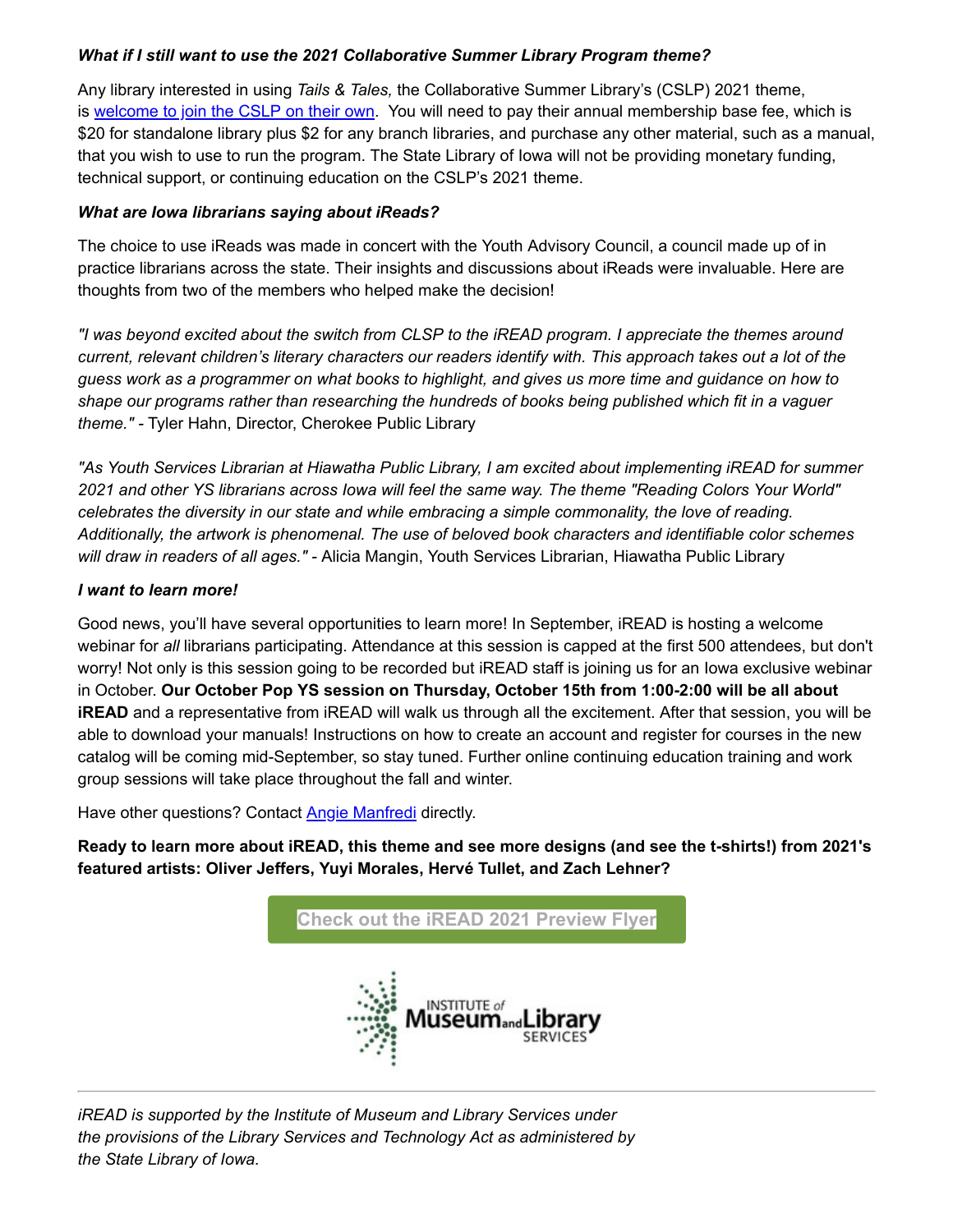***What if I still want to use the 2021 Collaborative Summer Library Program theme?***

Any library interested in using *Tails & Tales,* the Collaborative Summer Library's (CSLP) 2021 theme, is [welcome to join the CSLP on their own](). You will need to pay their annual membership base fee, which is $20 for standalone library plus $2 for any branch libraries, and purchase any other material, such as a manual, that you wish to use to run the program. The State Library of Iowa will not be providing monetary funding, technical support, or continuing education on the CSLP's 2021 theme.

***What are Iowa librarians saying about iReads?***

The choice to use iReads was made in concert with the Youth Advisory Council, a council made up of in practice librarians across the state. Their insights and discussions about iReads were invaluable. Here are thoughts from two of the members who helped make the decision!

*"I was beyond excited about the switch from CLSP to the iREAD program. I appreciate the themes around current, relevant children's literary characters our readers identify with. This approach takes out a lot of the guess work as a programmer on what books to highlight, and gives us more time and guidance on how to shape our programs rather than researching the hundreds of books being published which fit in a vaguer theme."* - Tyler Hahn, Director, Cherokee Public Library

*"As Youth Services Librarian at Hiawatha Public Library, I am excited about implementing iREAD for summer 2021 and other YS librarians across Iowa will feel the same way. The theme "Reading Colors Your World" celebrates the diversity in our state and while embracing a simple commonality, the love of reading. Additionally, the artwork is phenomenal. The use of beloved book characters and identifiable color schemes will draw in readers of all ages."* - Alicia Mangin, Youth Services Librarian, Hiawatha Public Library

***I want to learn more!***

Good news, you'll have several opportunities to learn more! In September, iREAD is hosting a welcome webinar for *all* librarians participating. Attendance at this session is capped at the first 500 attendees, but don't worry! Not only is this session going to be recorded but iREAD staff is joining us for an Iowa exclusive webinar in October. **Our October Pop YS session on Thursday, October 15th from 1:00-2:00 will be all about iREAD** and a representative from iREAD will walk us through all the excitement. After that session, you will be able to download your manuals! Instructions on how to create an account and register for courses in the new catalog will be coming mid-September, so stay tuned. Further online continuing education training and work group sessions will take place throughout the fall and winter.

Have other questions? Contact [Angie Manfredi]() directly.

**Ready to learn more about iREAD, this theme and see more designs (and see the t-shirts!) from 2021's featured artists: Oliver Jeffers, Yuyi Morales, Hervé Tullet, and Zach Lehner?**

**Check out the iREAD 2021 Preview Flyer**

INSTITUTE of Museum and Library SERVICES

---

*iREAD is supported by the Institute of Museum and Library Services under the provisions of the Library Services and Technology Act as administered by the State Library of Iowa.*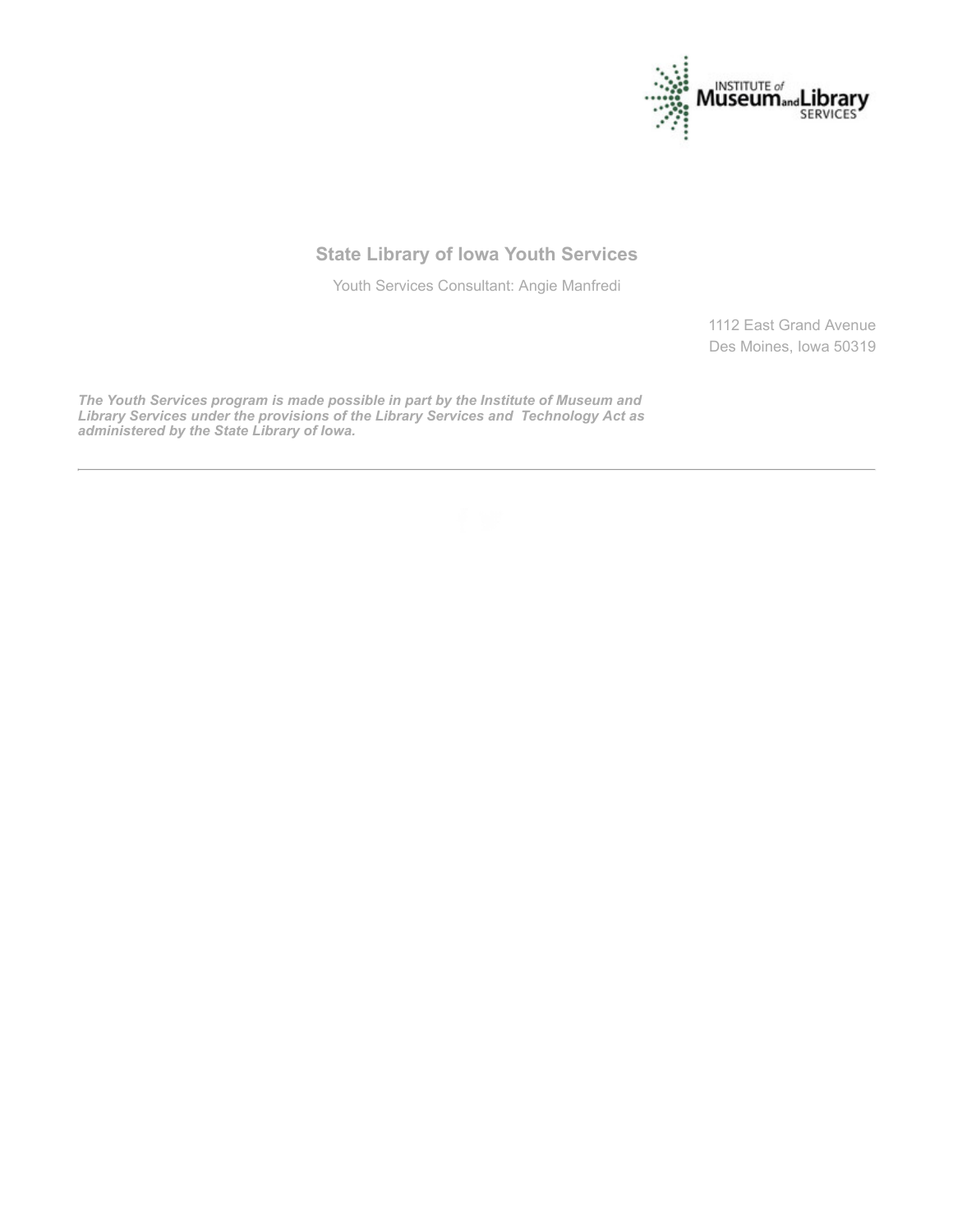## State Library of Iowa Youth Services

Youth Services Consultant: Angie Manfredi

1112 East Grand Avenue
Des Moines, Iowa 50319

***The Youth Services program is made possible in part by the Institute of Museum and Library Services under the provisions of the Library Services and Technology Act as administered by the State Library of Iowa.***

---